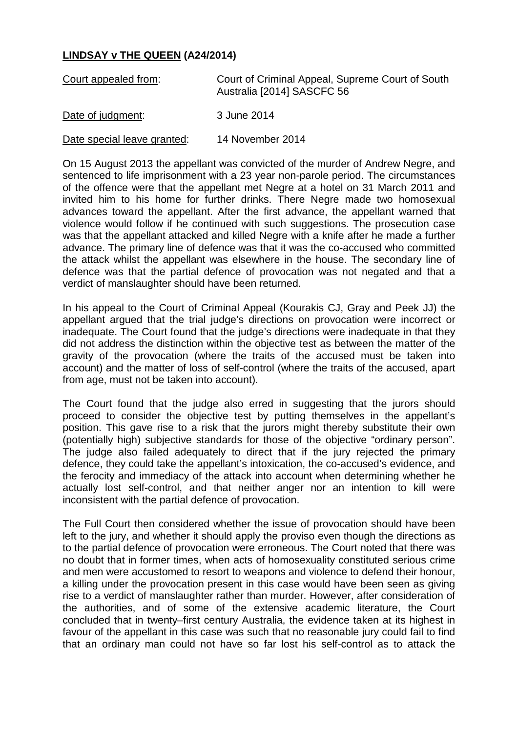**LINDSAY v THE QUEEN (A24/2014)**

Court appealed from: Court of Criminal Appeal, Supreme Court of South Australia [2014] SASCFC 56

Date of judgment: 3 June 2014

Date special leave granted: 14 November 2014

On 15 August 2013 the appellant was convicted of the murder of Andrew Negre, and sentenced to life imprisonment with a 23 year non-parole period. The circumstances of the offence were that the appellant met Negre at a hotel on 31 March 2011 and invited him to his home for further drinks. There Negre made two homosexual advances toward the appellant. After the first advance, the appellant warned that violence would follow if he continued with such suggestions. The prosecution case was that the appellant attacked and killed Negre with a knife after he made a further advance. The primary line of defence was that it was the co-accused who committed the attack whilst the appellant was elsewhere in the house. The secondary line of defence was that the partial defence of provocation was not negated and that a verdict of manslaughter should have been returned.

In his appeal to the Court of Criminal Appeal (Kourakis CJ, Gray and Peek JJ) the appellant argued that the trial judge's directions on provocation were incorrect or inadequate. The Court found that the judge's directions were inadequate in that they did not address the distinction within the objective test as between the matter of the gravity of the provocation (where the traits of the accused must be taken into account) and the matter of loss of self-control (where the traits of the accused, apart from age, must not be taken into account).

The Court found that the judge also erred in suggesting that the jurors should proceed to consider the objective test by putting themselves in the appellant's position. This gave rise to a risk that the jurors might thereby substitute their own (potentially high) subjective standards for those of the objective "ordinary person". The judge also failed adequately to direct that if the jury rejected the primary defence, they could take the appellant's intoxication, the co-accused's evidence, and the ferocity and immediacy of the attack into account when determining whether he actually lost self-control, and that neither anger nor an intention to kill were inconsistent with the partial defence of provocation.

The Full Court then considered whether the issue of provocation should have been left to the jury, and whether it should apply the proviso even though the directions as to the partial defence of provocation were erroneous. The Court noted that there was no doubt that in former times, when acts of homosexuality constituted serious crime and men were accustomed to resort to weapons and violence to defend their honour, a killing under the provocation present in this case would have been seen as giving rise to a verdict of manslaughter rather than murder. However, after consideration of the authorities, and of some of the extensive academic literature, the Court concluded that in twenty–first century Australia, the evidence taken at its highest in favour of the appellant in this case was such that no reasonable jury could fail to find that an ordinary man could not have so far lost his self-control as to attack the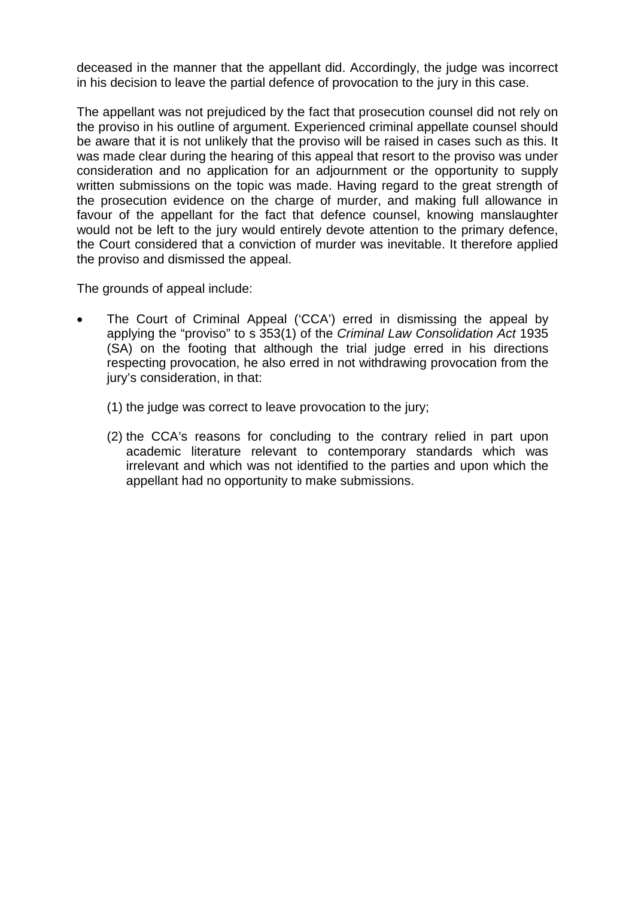deceased in the manner that the appellant did. Accordingly, the judge was incorrect in his decision to leave the partial defence of provocation to the jury in this case.

The appellant was not prejudiced by the fact that prosecution counsel did not rely on the proviso in his outline of argument. Experienced criminal appellate counsel should be aware that it is not unlikely that the proviso will be raised in cases such as this. It was made clear during the hearing of this appeal that resort to the proviso was under consideration and no application for an adjournment or the opportunity to supply written submissions on the topic was made. Having regard to the great strength of the prosecution evidence on the charge of murder, and making full allowance in favour of the appellant for the fact that defence counsel, knowing manslaughter would not be left to the jury would entirely devote attention to the primary defence, the Court considered that a conviction of murder was inevitable. It therefore applied the proviso and dismissed the appeal.

The grounds of appeal include:

- The Court of Criminal Appeal ('CCA') erred in dismissing the appeal by applying the "proviso" to s 353(1) of the *Criminal Law Consolidation Act* 1935 (SA) on the footing that although the trial judge erred in his directions respecting provocation, he also erred in not withdrawing provocation from the jury's consideration, in that:

  (1) the judge was correct to leave provocation to the jury;

  (2) the CCA's reasons for concluding to the contrary relied in part upon academic literature relevant to contemporary standards which was irrelevant and which was not identified to the parties and upon which the appellant had no opportunity to make submissions.